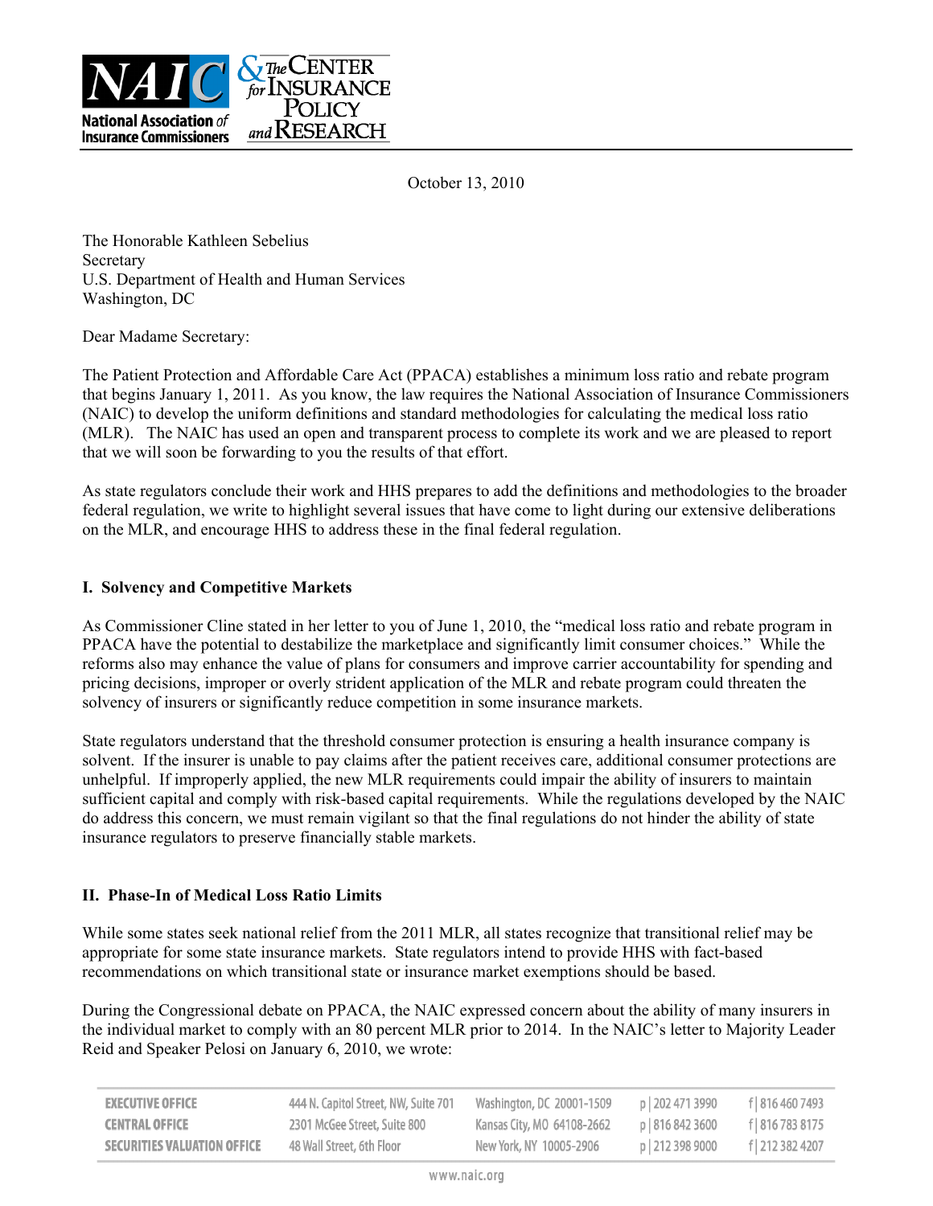October 13, 2010

The Honorable Kathleen Sebelius
Secretary
U.S. Department of Health and Human Services
Washington, DC

Dear Madame Secretary:

The Patient Protection and Affordable Care Act (PPACA) establishes a minimum loss ratio and rebate program that begins January 1, 2011. As you know, the law requires the National Association of Insurance Commissioners (NAIC) to develop the uniform definitions and standard methodologies for calculating the medical loss ratio (MLR). The NAIC has used an open and transparent process to complete its work and we are pleased to report that we will soon be forwarding to you the results of that effort.

As state regulators conclude their work and HHS prepares to add the definitions and methodologies to the broader federal regulation, we write to highlight several issues that have come to light during our extensive deliberations on the MLR, and encourage HHS to address these in the final federal regulation.

## I. Solvency and Competitive Markets

As Commissioner Cline stated in her letter to you of June 1, 2010, the "medical loss ratio and rebate program in PPACA have the potential to destabilize the marketplace and significantly limit consumer choices." While the reforms also may enhance the value of plans for consumers and improve carrier accountability for spending and pricing decisions, improper or overly strident application of the MLR and rebate program could threaten the solvency of insurers or significantly reduce competition in some insurance markets.

State regulators understand that the threshold consumer protection is ensuring a health insurance company is solvent. If the insurer is unable to pay claims after the patient receives care, additional consumer protections are unhelpful. If improperly applied, the new MLR requirements could impair the ability of insurers to maintain sufficient capital and comply with risk-based capital requirements. While the regulations developed by the NAIC do address this concern, we must remain vigilant so that the final regulations do not hinder the ability of state insurance regulators to preserve financially stable markets.

## II. Phase-In of Medical Loss Ratio Limits

While some states seek national relief from the 2011 MLR, all states recognize that transitional relief may be appropriate for some state insurance markets. State regulators intend to provide HHS with fact-based recommendations on which transitional state or insurance market exemptions should be based.

During the Congressional debate on PPACA, the NAIC expressed concern about the ability of many insurers in the individual market to comply with an 80 percent MLR prior to 2014. In the NAIC's letter to Majority Leader Reid and Speaker Pelosi on January 6, 2010, we wrote: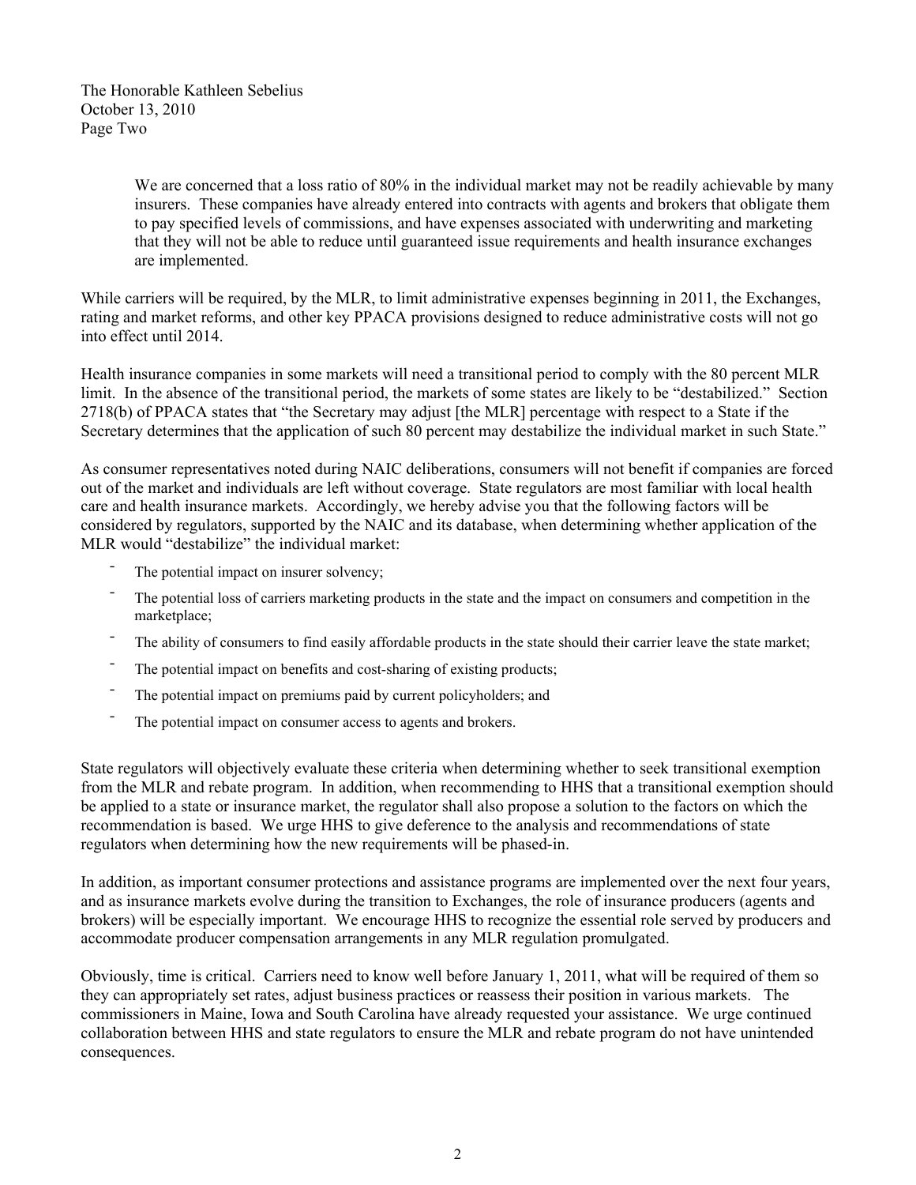The Honorable Kathleen Sebelius
October 13, 2010
Page Two

> We are concerned that a loss ratio of 80% in the individual market may not be readily achievable by many insurers. These companies have already entered into contracts with agents and brokers that obligate them to pay specified levels of commissions, and have expenses associated with underwriting and marketing that they will not be able to reduce until guaranteed issue requirements and health insurance exchanges are implemented.

While carriers will be required, by the MLR, to limit administrative expenses beginning in 2011, the Exchanges, rating and market reforms, and other key PPACA provisions designed to reduce administrative costs will not go into effect until 2014.

Health insurance companies in some markets will need a transitional period to comply with the 80 percent MLR limit. In the absence of the transitional period, the markets of some states are likely to be "destabilized." Section 2718(b) of PPACA states that "the Secretary may adjust [the MLR] percentage with respect to a State if the Secretary determines that the application of such 80 percent may destabilize the individual market in such State."

As consumer representatives noted during NAIC deliberations, consumers will not benefit if companies are forced out of the market and individuals are left without coverage. State regulators are most familiar with local health care and health insurance markets. Accordingly, we hereby advise you that the following factors will be considered by regulators, supported by the NAIC and its database, when determining whether application of the MLR would "destabilize" the individual market:

- The potential impact on insurer solvency;
- The potential loss of carriers marketing products in the state and the impact on consumers and competition in the marketplace;
- The ability of consumers to find easily affordable products in the state should their carrier leave the state market;
- The potential impact on benefits and cost-sharing of existing products;
- The potential impact on premiums paid by current policyholders; and
- The potential impact on consumer access to agents and brokers.

State regulators will objectively evaluate these criteria when determining whether to seek transitional exemption from the MLR and rebate program. In addition, when recommending to HHS that a transitional exemption should be applied to a state or insurance market, the regulator shall also propose a solution to the factors on which the recommendation is based. We urge HHS to give deference to the analysis and recommendations of state regulators when determining how the new requirements will be phased-in.

In addition, as important consumer protections and assistance programs are implemented over the next four years, and as insurance markets evolve during the transition to Exchanges, the role of insurance producers (agents and brokers) will be especially important. We encourage HHS to recognize the essential role served by producers and accommodate producer compensation arrangements in any MLR regulation promulgated.

Obviously, time is critical. Carriers need to know well before January 1, 2011, what will be required of them so they can appropriately set rates, adjust business practices or reassess their position in various markets. The commissioners in Maine, Iowa and South Carolina have already requested your assistance. We urge continued collaboration between HHS and state regulators to ensure the MLR and rebate program do not have unintended consequences.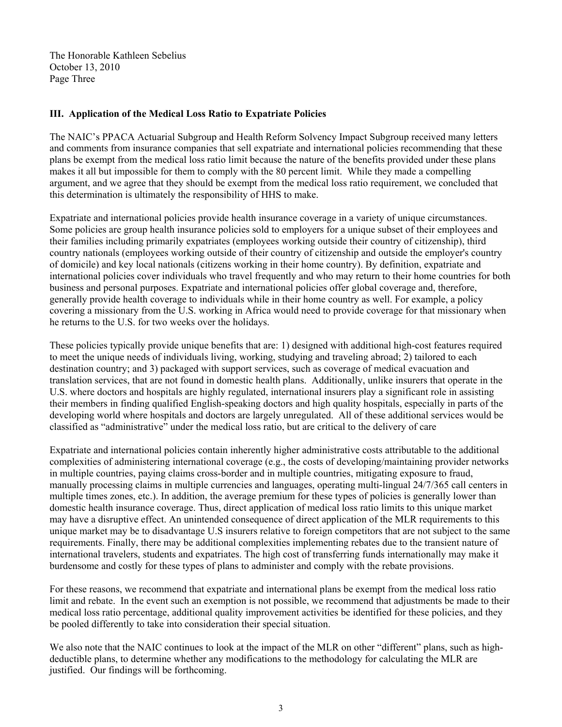The Honorable Kathleen Sebelius
October 13, 2010
Page Three

**III. Application of the Medical Loss Ratio to Expatriate Policies**

The NAIC's PPACA Actuarial Subgroup and Health Reform Solvency Impact Subgroup received many letters and comments from insurance companies that sell expatriate and international policies recommending that these plans be exempt from the medical loss ratio limit because the nature of the benefits provided under these plans makes it all but impossible for them to comply with the 80 percent limit. While they made a compelling argument, and we agree that they should be exempt from the medical loss ratio requirement, we concluded that this determination is ultimately the responsibility of HHS to make.

Expatriate and international policies provide health insurance coverage in a variety of unique circumstances. Some policies are group health insurance policies sold to employers for a unique subset of their employees and their families including primarily expatriates (employees working outside their country of citizenship), third country nationals (employees working outside of their country of citizenship and outside the employer's country of domicile) and key local nationals (citizens working in their home country). By definition, expatriate and international policies cover individuals who travel frequently and who may return to their home countries for both business and personal purposes. Expatriate and international policies offer global coverage and, therefore, generally provide health coverage to individuals while in their home country as well. For example, a policy covering a missionary from the U.S. working in Africa would need to provide coverage for that missionary when he returns to the U.S. for two weeks over the holidays.

These policies typically provide unique benefits that are: 1) designed with additional high-cost features required to meet the unique needs of individuals living, working, studying and traveling abroad; 2) tailored to each destination country; and 3) packaged with support services, such as coverage of medical evacuation and translation services, that are not found in domestic health plans. Additionally, unlike insurers that operate in the U.S. where doctors and hospitals are highly regulated, international insurers play a significant role in assisting their members in finding qualified English-speaking doctors and high quality hospitals, especially in parts of the developing world where hospitals and doctors are largely unregulated. All of these additional services would be classified as "administrative" under the medical loss ratio, but are critical to the delivery of care

Expatriate and international policies contain inherently higher administrative costs attributable to the additional complexities of administering international coverage (e.g., the costs of developing/maintaining provider networks in multiple countries, paying claims cross-border and in multiple countries, mitigating exposure to fraud, manually processing claims in multiple currencies and languages, operating multi-lingual 24/7/365 call centers in multiple times zones, etc.). In addition, the average premium for these types of policies is generally lower than domestic health insurance coverage. Thus, direct application of medical loss ratio limits to this unique market may have a disruptive effect. An unintended consequence of direct application of the MLR requirements to this unique market may be to disadvantage U.S insurers relative to foreign competitors that are not subject to the same requirements. Finally, there may be additional complexities implementing rebates due to the transient nature of international travelers, students and expatriates. The high cost of transferring funds internationally may make it burdensome and costly for these types of plans to administer and comply with the rebate provisions.

For these reasons, we recommend that expatriate and international plans be exempt from the medical loss ratio limit and rebate. In the event such an exemption is not possible, we recommend that adjustments be made to their medical loss ratio percentage, additional quality improvement activities be identified for these policies, and they be pooled differently to take into consideration their special situation.

We also note that the NAIC continues to look at the impact of the MLR on other "different" plans, such as high-deductible plans, to determine whether any modifications to the methodology for calculating the MLR are justified. Our findings will be forthcoming.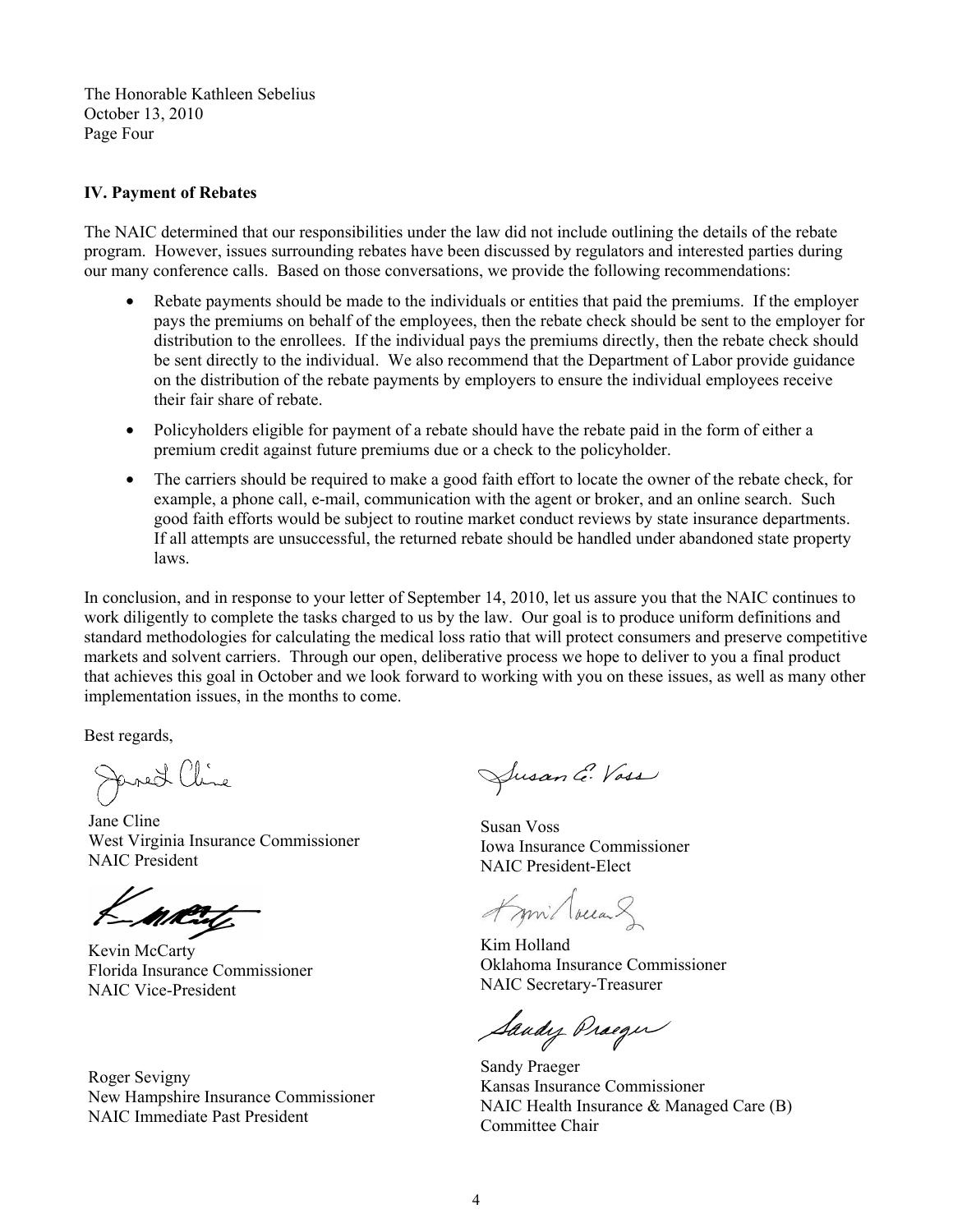The Honorable Kathleen Sebelius
October 13, 2010
Page Four

**IV. Payment of Rebates**

The NAIC determined that our responsibilities under the law did not include outlining the details of the rebate program. However, issues surrounding rebates have been discussed by regulators and interested parties during our many conference calls. Based on those conversations, we provide the following recommendations:

- Rebate payments should be made to the individuals or entities that paid the premiums. If the employer pays the premiums on behalf of the employees, then the rebate check should be sent to the employer for distribution to the enrollees. If the individual pays the premiums directly, then the rebate check should be sent directly to the individual. We also recommend that the Department of Labor provide guidance on the distribution of the rebate payments by employers to ensure the individual employees receive their fair share of rebate.
- Policyholders eligible for payment of a rebate should have the rebate paid in the form of either a premium credit against future premiums due or a check to the policyholder.
- The carriers should be required to make a good faith effort to locate the owner of the rebate check, for example, a phone call, e-mail, communication with the agent or broker, and an online search. Such good faith efforts would be subject to routine market conduct reviews by state insurance departments. If all attempts are unsuccessful, the returned rebate should be handled under abandoned state property laws.

In conclusion, and in response to your letter of September 14, 2010, let us assure you that the NAIC continues to work diligently to complete the tasks charged to us by the law. Our goal is to produce uniform definitions and standard methodologies for calculating the medical loss ratio that will protect consumers and preserve competitive markets and solvent carriers. Through our open, deliberative process we hope to deliver to you a final product that achieves this goal in October and we look forward to working with you on these issues, as well as many other implementation issues, in the months to come.

Best regards,

Jane Cline
West Virginia Insurance Commissioner
NAIC President

Susan Voss
Iowa Insurance Commissioner
NAIC President-Elect

Kevin McCarty
Florida Insurance Commissioner
NAIC Vice-President

Kim Holland
Oklahoma Insurance Commissioner
NAIC Secretary-Treasurer

Roger Sevigny
New Hampshire Insurance Commissioner
NAIC Immediate Past President

Sandy Praeger
Kansas Insurance Commissioner
NAIC Health Insurance & Managed Care (B) Committee Chair